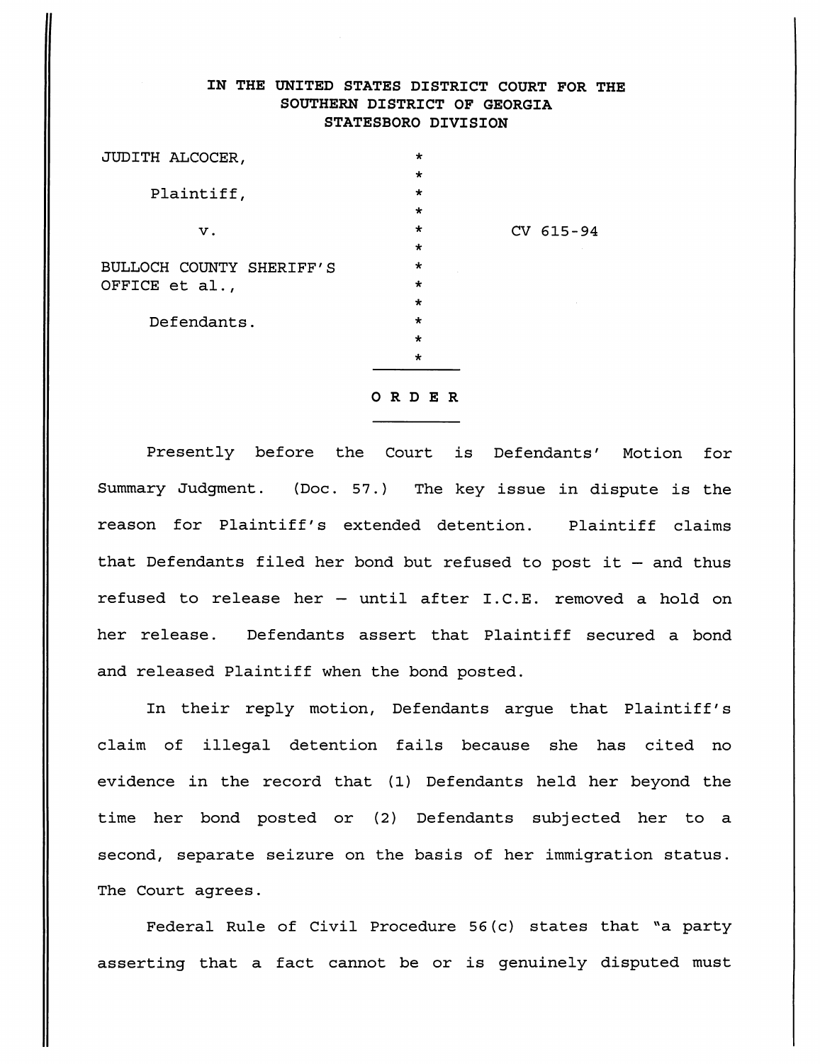IN THE UNITED STATES DISTRICT COURT FOR THE
SOUTHERN DISTRICT OF GEORGIA
STATESBORO DIVISION

| | | |
|---|---|---|
| JUDITH ALCOCER, | * | |
| Plaintiff, | * | |
| v. | * | CV 615-94 |
| BULLOCH COUNTY SHERIFF'S OFFICE et al., | * | |
| Defendants. | * | |

**O R D E R**

Presently before the Court is Defendants' Motion for Summary Judgment. (Doc. 57.) The key issue in dispute is the reason for Plaintiff's extended detention. Plaintiff claims that Defendants filed her bond but refused to post it — and thus refused to release her — until after I.C.E. removed a hold on her release. Defendants assert that Plaintiff secured a bond and released Plaintiff when the bond posted.

In their reply motion, Defendants argue that Plaintiff's claim of illegal detention fails because she has cited no evidence in the record that (1) Defendants held her beyond the time her bond posted or (2) Defendants subjected her to a second, separate seizure on the basis of her immigration status. The Court agrees.

Federal Rule of Civil Procedure 56(c) states that "a party asserting that a fact cannot be or is genuinely disputed must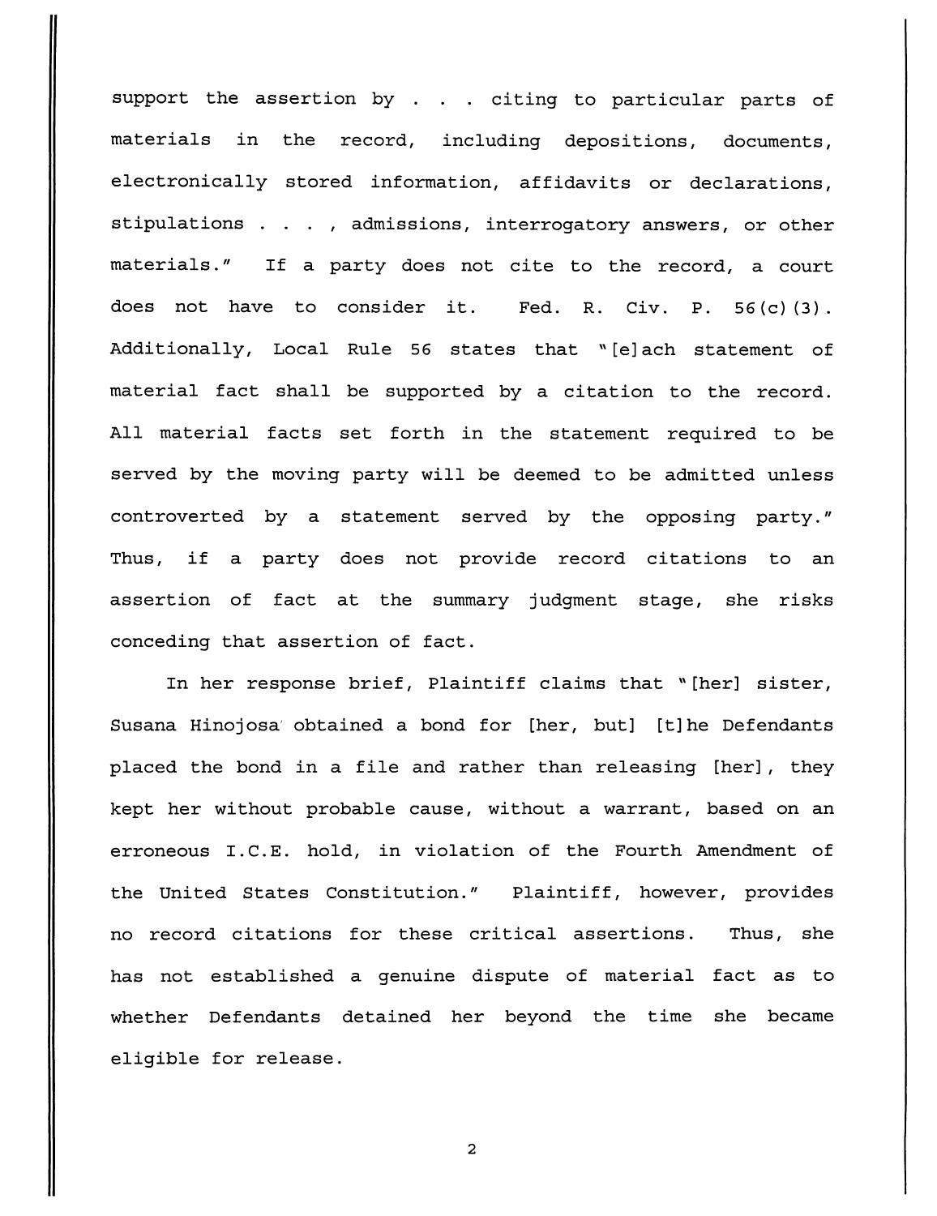support the assertion by . . . citing to particular parts of materials in the record, including depositions, documents, electronically stored information, affidavits or declarations, stipulations . . . , admissions, interrogatory answers, or other materials." If a party does not cite to the record, a court does not have to consider it. Fed. R. Civ. P. 56(c)(3). Additionally, Local Rule 56 states that "[e]ach statement of material fact shall be supported by a citation to the record. All material facts set forth in the statement required to be served by the moving party will be deemed to be admitted unless controverted by a statement served by the opposing party." Thus, if a party does not provide record citations to an assertion of fact at the summary judgment stage, she risks conceding that assertion of fact.

In her response brief, Plaintiff claims that "[her] sister, Susana Hinojosa obtained a bond for [her, but] [t]he Defendants placed the bond in a file and rather than releasing [her], they kept her without probable cause, without a warrant, based on an erroneous I.C.E. hold, in violation of the Fourth Amendment of the United States Constitution." Plaintiff, however, provides no record citations for these critical assertions. Thus, she has not established a genuine dispute of material fact as to whether Defendants detained her beyond the time she became eligible for release.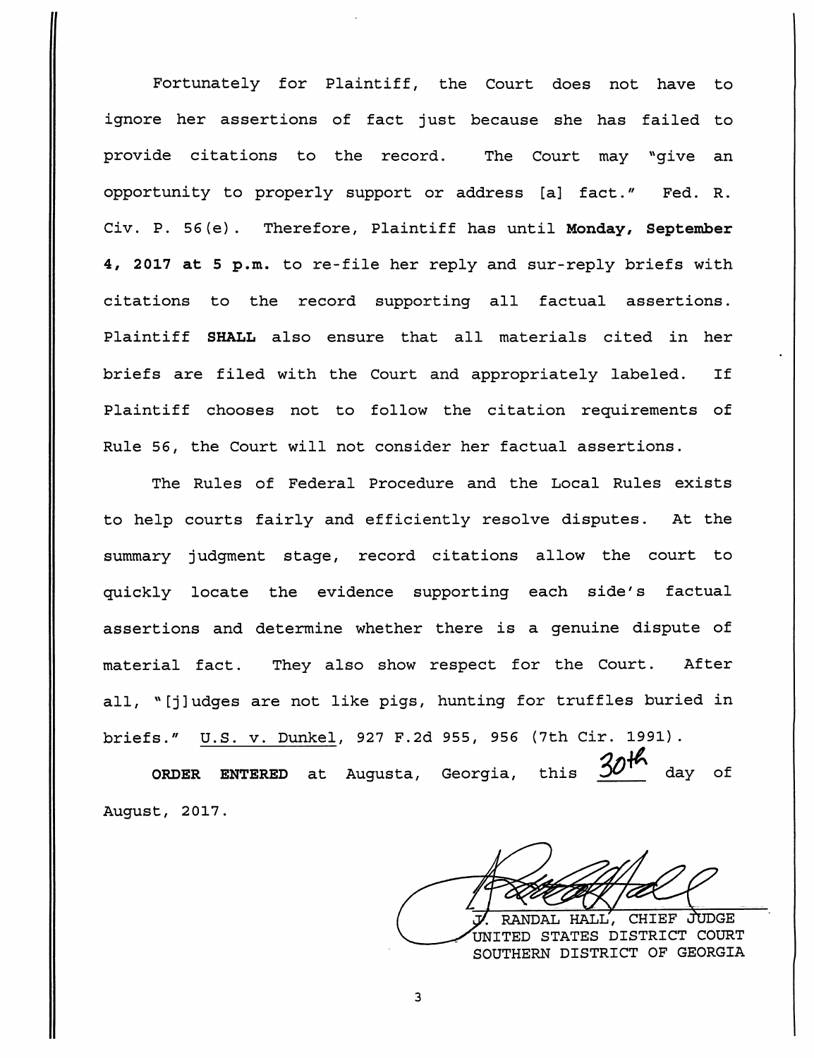Fortunately for Plaintiff, the Court does not have to ignore her assertions of fact just because she has failed to provide citations to the record. The Court may "give an opportunity to properly support or address [a] fact." Fed. R. Civ. P. 56(e). Therefore, Plaintiff has until **Monday, September 4, 2017 at 5 p.m.** to re-file her reply and sur-reply briefs with citations to the record supporting all factual assertions. Plaintiff **SHALL** also ensure that all materials cited in her briefs are filed with the Court and appropriately labeled. If Plaintiff chooses not to follow the citation requirements of Rule 56, the Court will not consider her factual assertions.

The Rules of Federal Procedure and the Local Rules exists to help courts fairly and efficiently resolve disputes. At the summary judgment stage, record citations allow the court to quickly locate the evidence supporting each side's factual assertions and determine whether there is a genuine dispute of material fact. They also show respect for the Court. After all, "[j]udges are not like pigs, hunting for truffles buried in briefs." U.S. v. Dunkel, 927 F.2d 955, 956 (7th Cir. 1991).

**ORDER ENTERED** at Augusta, Georgia, this 30th day of August, 2017.

J. RANDAL HALL, CHIEF JUDGE
UNITED STATES DISTRICT COURT
SOUTHERN DISTRICT OF GEORGIA